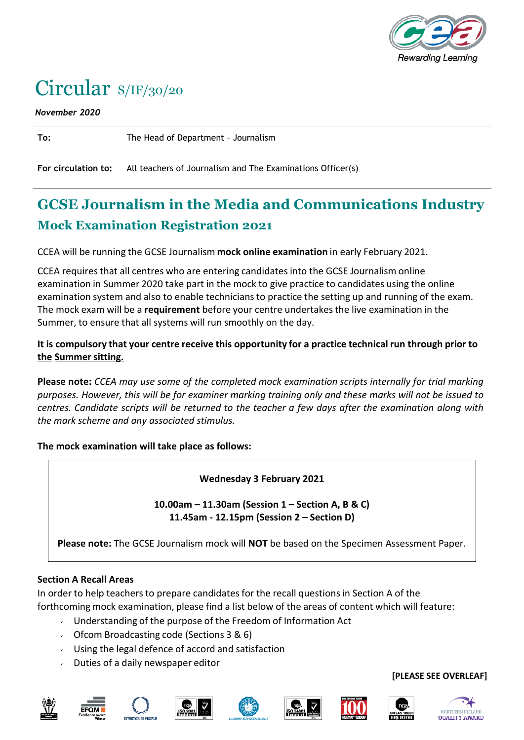# Circular S/IF/30/20

*November 2020*

| | |
|---|---|
| **To:** | The Head of Department – Journalism |
| **For circulation to:** | All teachers of Journalism and The Examinations Officer(s) |

## GCSE Journalism in the Media and Communications Industry

### Mock Examination Registration 2021

CCEA will be running the GCSE Journalism **mock online examination** in early February 2021.

CCEA requires that all centres who are entering candidates into the GCSE Journalism online examination in Summer 2020 take part in the mock to give practice to candidates using the online examination system and also to enable technicians to practice the setting up and running of the exam. The mock exam will be a **requirement** before your centre undertakes the live examination in the Summer, to ensure that all systems will run smoothly on the day.

**It is compulsory that your centre receive this opportunity for a practice technical run through prior to the Summer sitting.**

**Please note:** *CCEA may use some of the completed mock examination scripts internally for trial marking purposes. However, this will be for examiner marking training only and these marks will not be issued to centres. Candidate scripts will be returned to the teacher a few days after the examination along with the mark scheme and any associated stimulus.*

**The mock examination will take place as follows:**

**Wednesday 3 February 2021**

**10.00am – 11.30am (Session 1 – Section A, B & C)**
**11.45am - 12.15pm (Session 2 – Section D)**

**Please note:** The GCSE Journalism mock will **NOT** be based on the Specimen Assessment Paper.

**Section A Recall Areas**

In order to help teachers to prepare candidates for the recall questions in Section A of the forthcoming mock examination, please find a list below of the areas of content which will feature:

- Understanding of the purpose of the Freedom of Information Act
- Ofcom Broadcasting code (Sections 3 & 6)
- Using the legal defence of accord and satisfaction
- Duties of a daily newspaper editor

**[PLEASE SEE OVERLEAF]**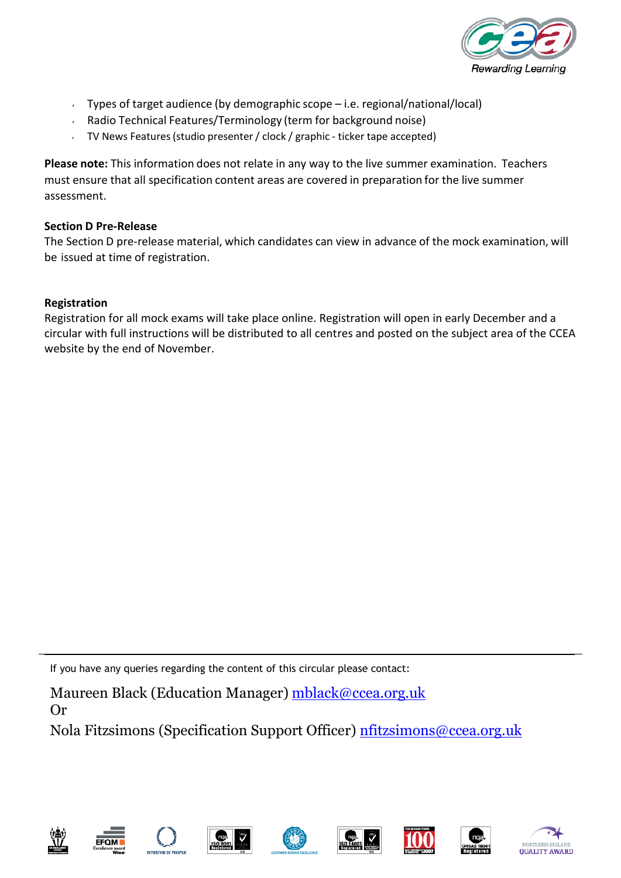- Types of target audience (by demographic scope – i.e. regional/national/local)
- Radio Technical Features/Terminology (term for background noise)
- TV News Features (studio presenter / clock / graphic - ticker tape accepted)

**Please note:** This information does not relate in any way to the live summer examination. Teachers must ensure that all specification content areas are covered in preparation for the live summer assessment.

**Section D Pre-Release**

The Section D pre-release material, which candidates can view in advance of the mock examination, will be issued at time of registration.

**Registration**

Registration for all mock exams will take place online. Registration will open in early December and a circular with full instructions will be distributed to all centres and posted on the subject area of the CCEA website by the end of November.

---

If you have any queries regarding the content of this circular please contact:

Maureen Black (Education Manager) mblack@ccea.org.uk
Or
Nola Fitzsimons (Specification Support Officer) nfitzsimons@ccea.org.uk